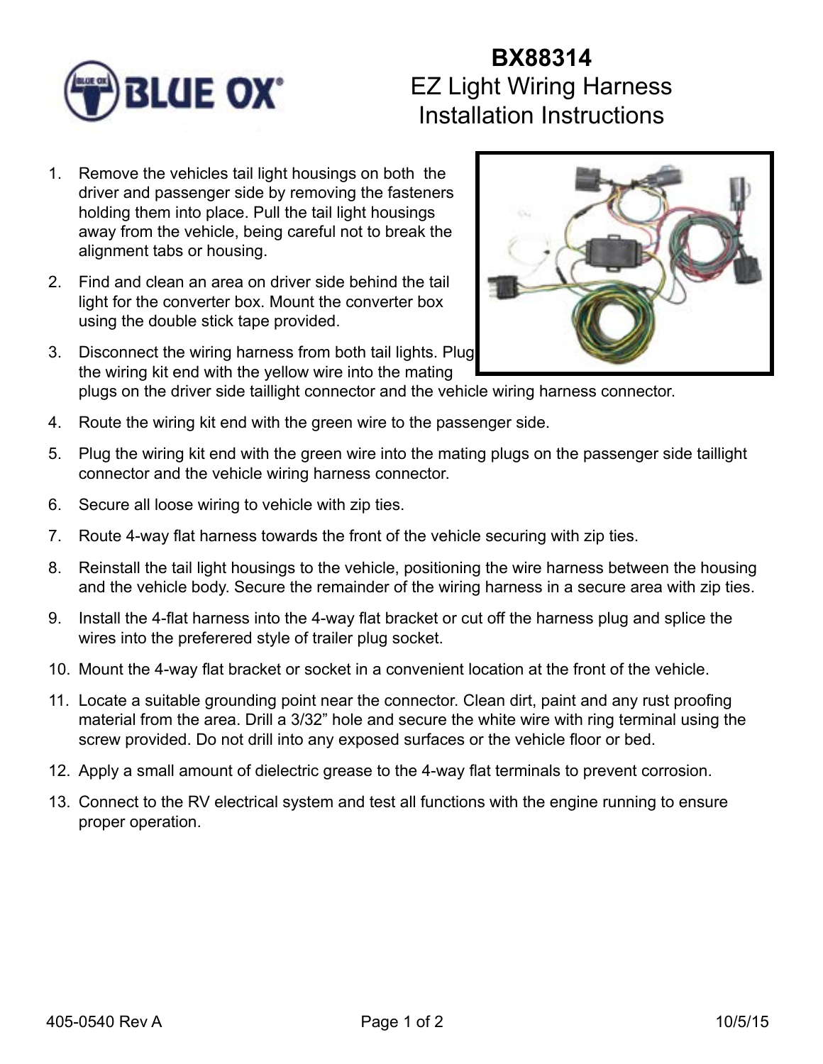# BX88314
## EZ Light Wiring Harness Installation Instructions

1. Remove the vehicles tail light housings on both the driver and passenger side by removing the fasteners holding them into place. Pull the tail light housings away from the vehicle, being careful not to break the alignment tabs or housing.
2. Find and clean an area on driver side behind the tail light for the converter box. Mount the converter box using the double stick tape provided.
3. Disconnect the wiring harness from both tail lights. Plug the wiring kit end with the yellow wire into the mating plugs on the driver side taillight connector and the vehicle wiring harness connector.
4. Route the wiring kit end with the green wire to the passenger side.
5. Plug the wiring kit end with the green wire into the mating plugs on the passenger side taillight connector and the vehicle wiring harness connector.
6. Secure all loose wiring to vehicle with zip ties.
7. Route 4-way flat harness towards the front of the vehicle securing with zip ties.
8. Reinstall the tail light housings to the vehicle, positioning the wire harness between the housing and the vehicle body. Secure the remainder of the wiring harness in a secure area with zip ties.
9. Install the 4-flat harness into the 4-way flat bracket or cut off the harness plug and splice the wires into the preferered style of trailer plug socket.
10. Mount the 4-way flat bracket or socket in a convenient location at the front of the vehicle.
11. Locate a suitable grounding point near the connector. Clean dirt, paint and any rust proofing material from the area. Drill a 3/32" hole and secure the white wire with ring terminal using the screw provided. Do not drill into any exposed surfaces or the vehicle floor or bed.
12. Apply a small amount of dielectric grease to the 4-way flat terminals to prevent corrosion.
13. Connect to the RV electrical system and test all functions with the engine running to ensure proper operation.

405-0540 Rev A 10/5/15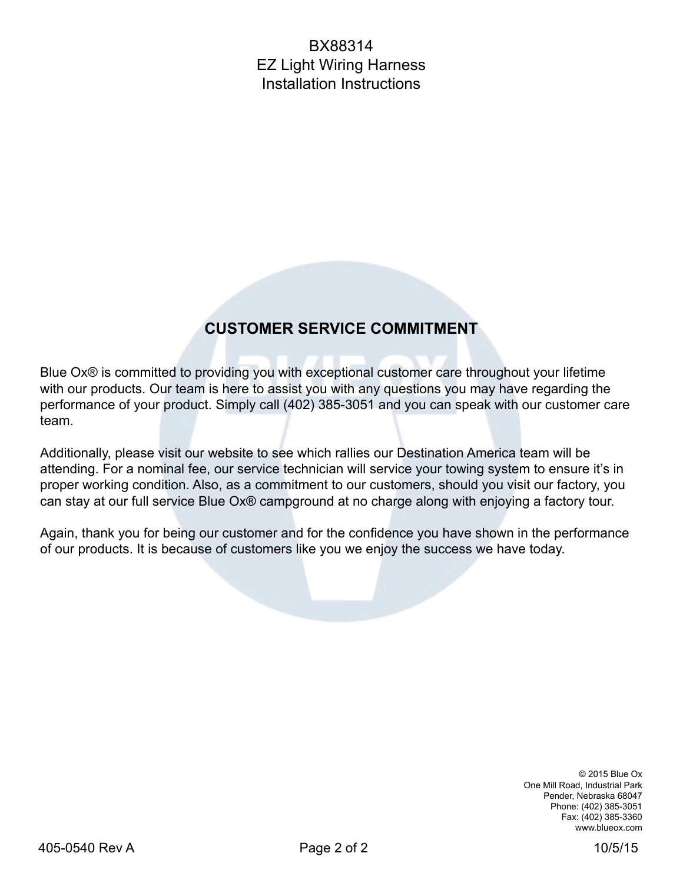## CUSTOMER SERVICE COMMITMENT

Blue Ox® is committed to providing you with exceptional customer care throughout your lifetime with our products. Our team is here to assist you with any questions you may have regarding the performance of your product. Simply call (402) 385-3051 and you can speak with our customer care team.

Additionally, please visit our website to see which rallies our Destination America team will be attending. For a nominal fee, our service technician will service your towing system to ensure it's in proper working condition. Also, as a commitment to our customers, should you visit our factory, you can stay at our full service Blue Ox® campground at no charge along with enjoying a factory tour.

Again, thank you for being our customer and for the confidence you have shown in the performance of our products. It is because of customers like you we enjoy the success we have today.

© 2015 Blue Ox
One Mill Road, Industrial Park
Pender, Nebraska 68047
Phone: (402) 385-3051
Fax: (402) 385-3360
www.blueox.com